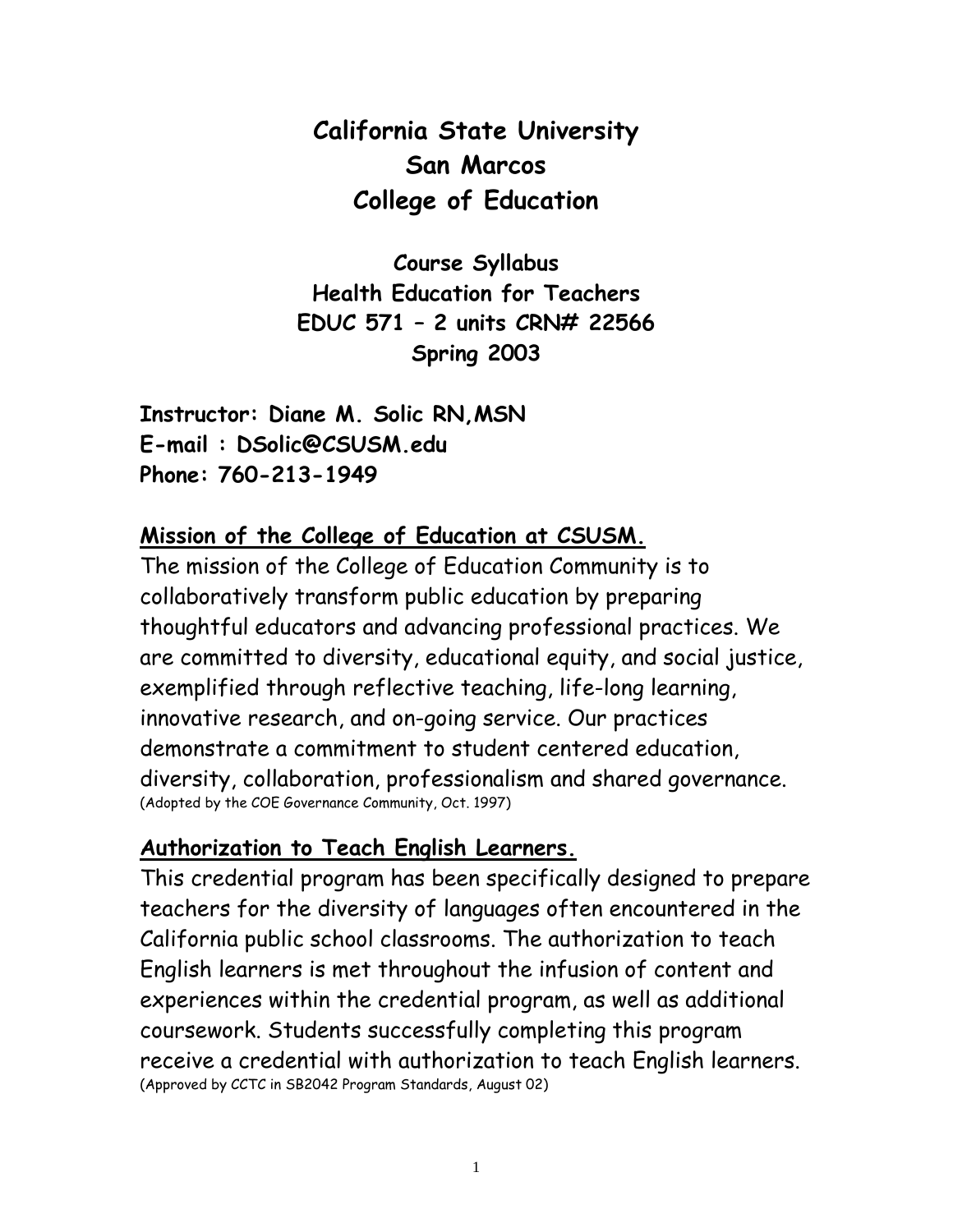# California State University
# San Marcos
# College of Education

## Course Syllabus
## Health Education for Teachers
## EDUC 571 – 2 units CRN# 22566
## Spring 2003

**Instructor: Diane M. Solic RN,MSN**
**E-mail : DSolic@CSUSM.edu**
**Phone: 760-213-1949**

### Mission of the College of Education at CSUSM.

The mission of the College of Education Community is to collaboratively transform public education by preparing thoughtful educators and advancing professional practices. We are committed to diversity, educational equity, and social justice, exemplified through reflective teaching, life-long learning, innovative research, and on-going service. Our practices demonstrate a commitment to student centered education, diversity, collaboration, professionalism and shared governance.
(Adopted by the COE Governance Community, Oct. 1997)

### Authorization to Teach English Learners.

This credential program has been specifically designed to prepare teachers for the diversity of languages often encountered in the California public school classrooms. The authorization to teach English learners is met throughout the infusion of content and experiences within the credential program, as well as additional coursework. Students successfully completing this program receive a credential with authorization to teach English learners.
(Approved by CCTC in SB2042 Program Standards, August 02)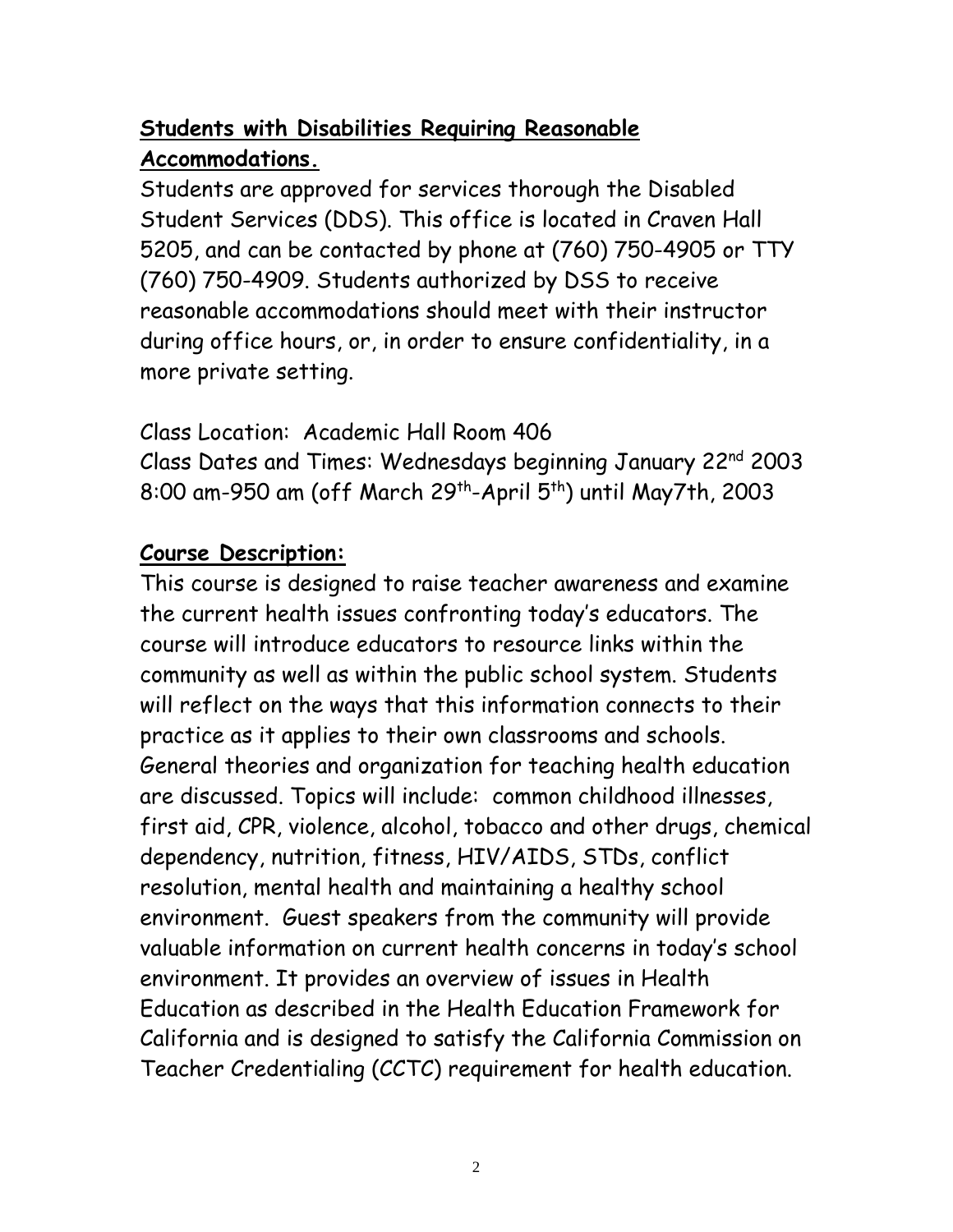## **Students with Disabilities Requiring Reasonable Accommodations.**

Students are approved for services thorough the Disabled Student Services (DDS). This office is located in Craven Hall 5205, and can be contacted by phone at (760) 750-4905 or TTY (760) 750-4909. Students authorized by DSS to receive reasonable accommodations should meet with their instructor during office hours, or, in order to ensure confidentiality, in a more private setting.

Class Location: Academic Hall Room 406
Class Dates and Times: Wednesdays beginning January 22nd 2003 8:00 am-950 am (off March 29th-April 5th) until May7th, 2003

## **Course Description:**

This course is designed to raise teacher awareness and examine the current health issues confronting today's educators. The course will introduce educators to resource links within the community as well as within the public school system. Students will reflect on the ways that this information connects to their practice as it applies to their own classrooms and schools. General theories and organization for teaching health education are discussed. Topics will include: common childhood illnesses, first aid, CPR, violence, alcohol, tobacco and other drugs, chemical dependency, nutrition, fitness, HIV/AIDS, STDs, conflict resolution, mental health and maintaining a healthy school environment. Guest speakers from the community will provide valuable information on current health concerns in today's school environment. It provides an overview of issues in Health Education as described in the Health Education Framework for California and is designed to satisfy the California Commission on Teacher Credentialing (CCTC) requirement for health education.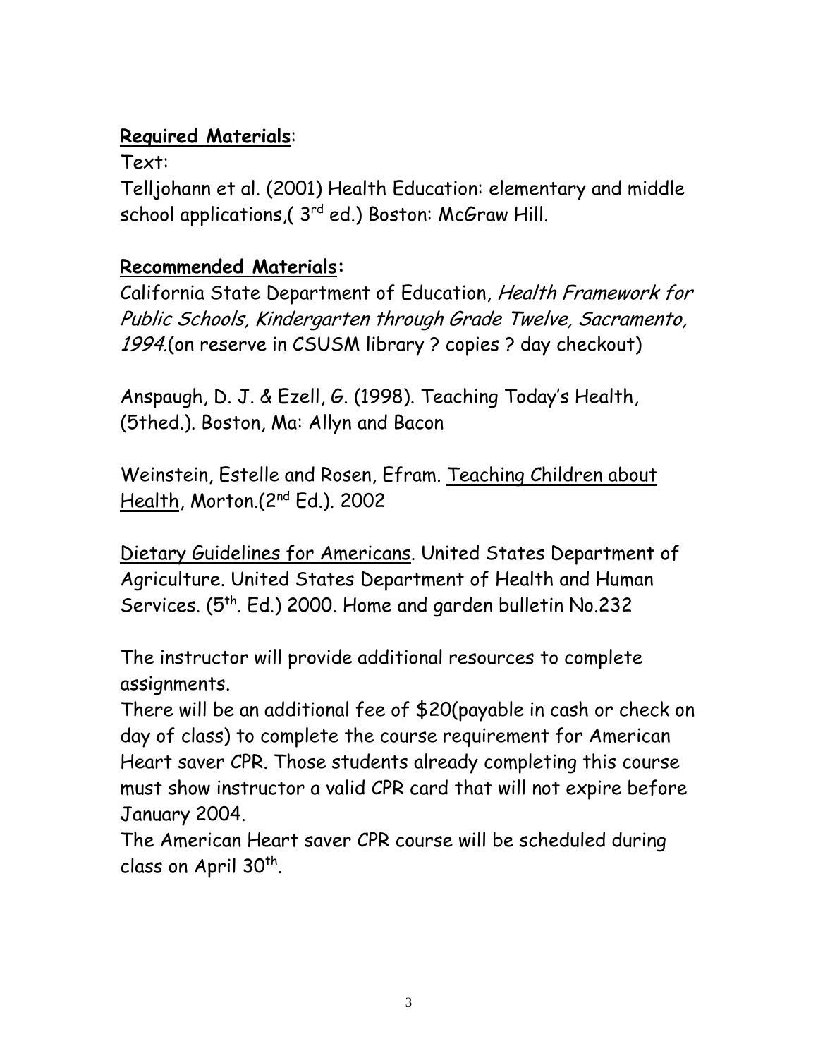**<u>Required Materials</u>**:

Text:

Telljohann et al. (2001) Health Education: elementary and middle school applications,( 3rd ed.) Boston: McGraw Hill.

**<u>Recommended Materials</u>:**

California State Department of Education, *Health Framework for Public Schools, Kindergarten through Grade Twelve, Sacramento, 1994.*(on reserve in CSUSM library ? copies ? day checkout)

Anspaugh, D. J. & Ezell, G. (1998). Teaching Today's Health, (5thed.). Boston, Ma: Allyn and Bacon

Weinstein, Estelle and Rosen, Efram. <u>Teaching Children about Health</u>, Morton.(2nd Ed.). 2002

<u>Dietary Guidelines for Americans</u>. United States Department of Agriculture. United States Department of Health and Human Services. (5th. Ed.) 2000. Home and garden bulletin No.232

The instructor will provide additional resources to complete assignments.

There will be an additional fee of $20(payable in cash or check on day of class) to complete the course requirement for American Heart saver CPR. Those students already completing this course must show instructor a valid CPR card that will not expire before January 2004.

The American Heart saver CPR course will be scheduled during class on April 30th.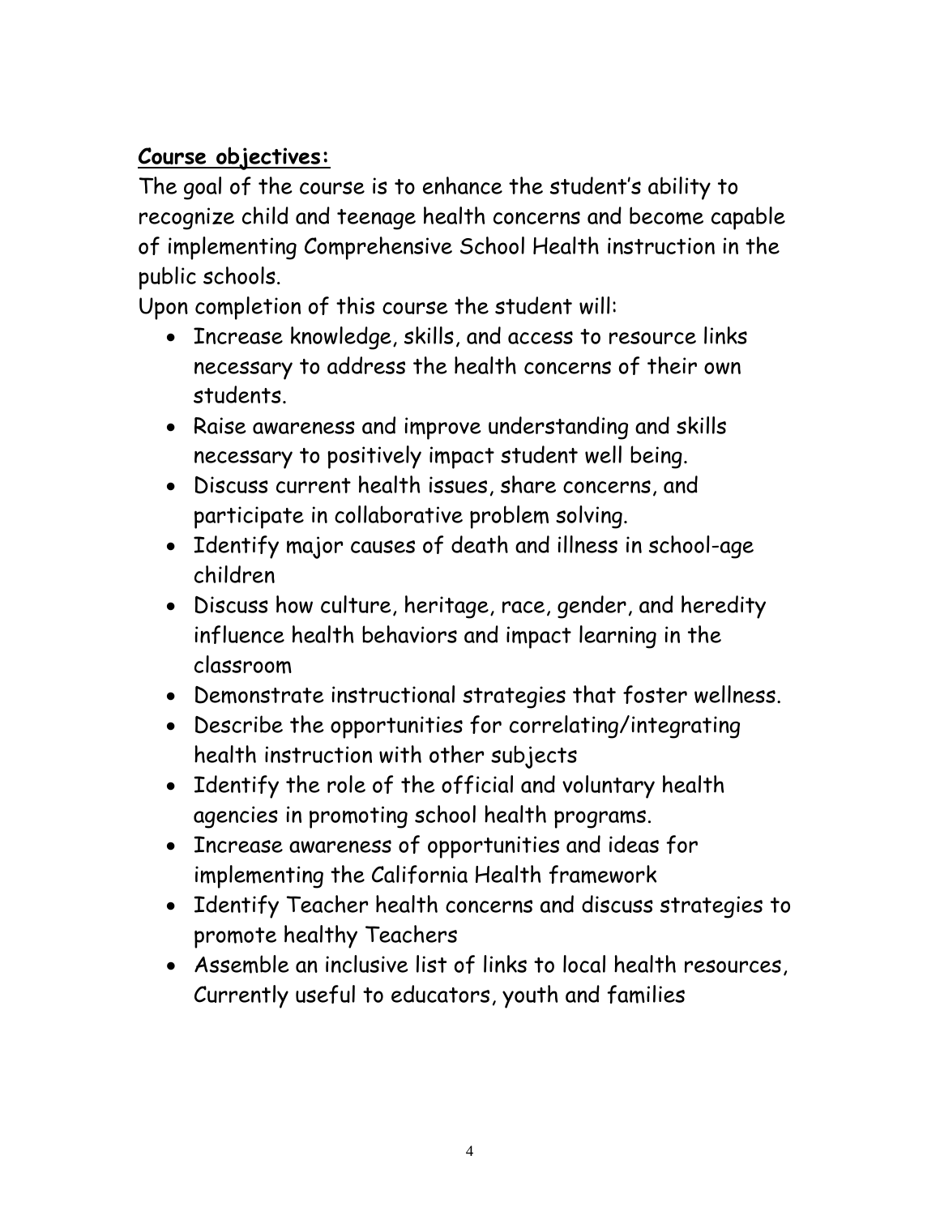## **Course objectives:**

The goal of the course is to enhance the student's ability to recognize child and teenage health concerns and become capable of implementing Comprehensive School Health instruction in the public schools.

Upon completion of this course the student will:

- Increase knowledge, skills, and access to resource links necessary to address the health concerns of their own students.
- Raise awareness and improve understanding and skills necessary to positively impact student well being.
- Discuss current health issues, share concerns, and participate in collaborative problem solving.
- Identify major causes of death and illness in school-age children
- Discuss how culture, heritage, race, gender, and heredity influence health behaviors and impact learning in the classroom
- Demonstrate instructional strategies that foster wellness.
- Describe the opportunities for correlating/integrating health instruction with other subjects
- Identify the role of the official and voluntary health agencies in promoting school health programs.
- Increase awareness of opportunities and ideas for implementing the California Health framework
- Identify Teacher health concerns and discuss strategies to promote healthy Teachers
- Assemble an inclusive list of links to local health resources, Currently useful to educators, youth and families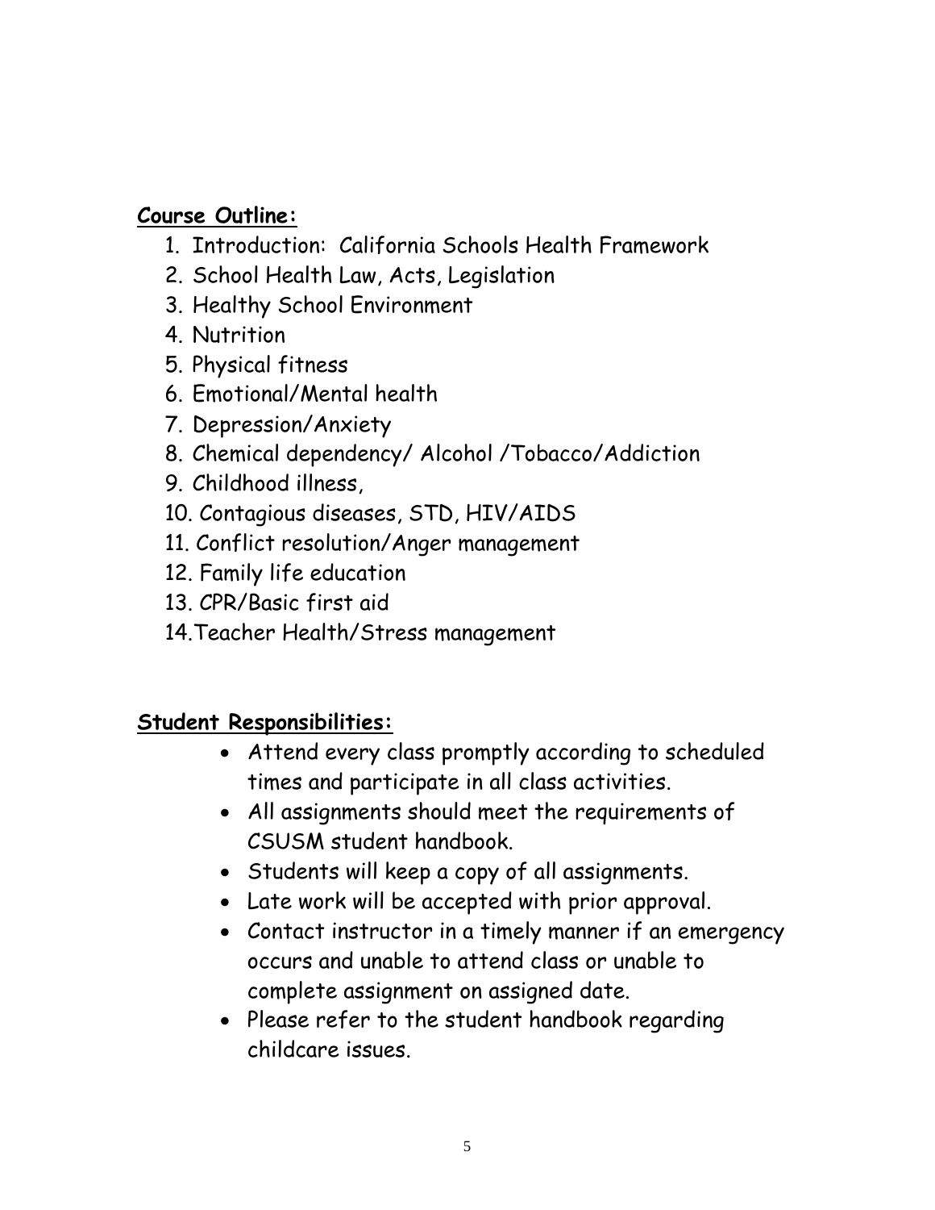**Course Outline:**

1. Introduction: California Schools Health Framework
2. School Health Law, Acts, Legislation
3. Healthy School Environment
4. Nutrition
5. Physical fitness
6. Emotional/Mental health
7. Depression/Anxiety
8. Chemical dependency/ Alcohol /Tobacco/Addiction
9. Childhood illness,
10. Contagious diseases, STD, HIV/AIDS
11. Conflict resolution/Anger management
12. Family life education
13. CPR/Basic first aid
14. Teacher Health/Stress management

**Student Responsibilities:**

- Attend every class promptly according to scheduled times and participate in all class activities.
- All assignments should meet the requirements of CSUSM student handbook.
- Students will keep a copy of all assignments.
- Late work will be accepted with prior approval.
- Contact instructor in a timely manner if an emergency occurs and unable to attend class or unable to complete assignment on assigned date.
- Please refer to the student handbook regarding childcare issues.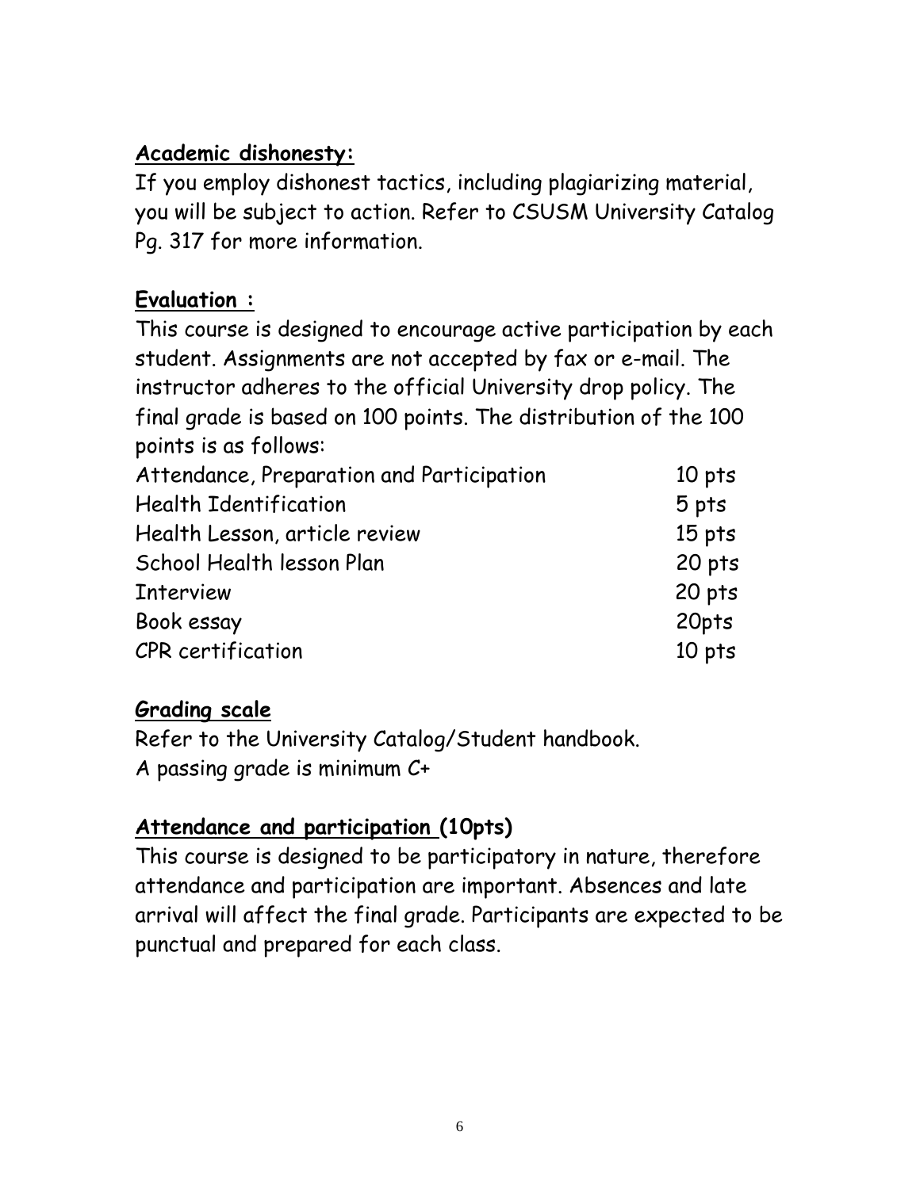**Academic dishonesty:**

If you employ dishonest tactics, including plagiarizing material, you will be subject to action. Refer to CSUSM University Catalog Pg. 317 for more information.

**Evaluation :**

This course is designed to encourage active participation by each student. Assignments are not accepted by fax or e-mail. The instructor adheres to the official University drop policy. The final grade is based on 100 points. The distribution of the 100 points is as follows:

| | |
|---|---|
| Attendance, Preparation and Participation | 10 pts |
| Health Identification | 5 pts |
| Health Lesson, article review | 15 pts |
| School Health lesson Plan | 20 pts |
| Interview | 20 pts |
| Book essay | 20pts |
| CPR certification | 10 pts |

**Grading scale**

Refer to the University Catalog/Student handbook.
A passing grade is minimum C+

**Attendance and participation (10pts)**

This course is designed to be participatory in nature, therefore attendance and participation are important. Absences and late arrival will affect the final grade. Participants are expected to be punctual and prepared for each class.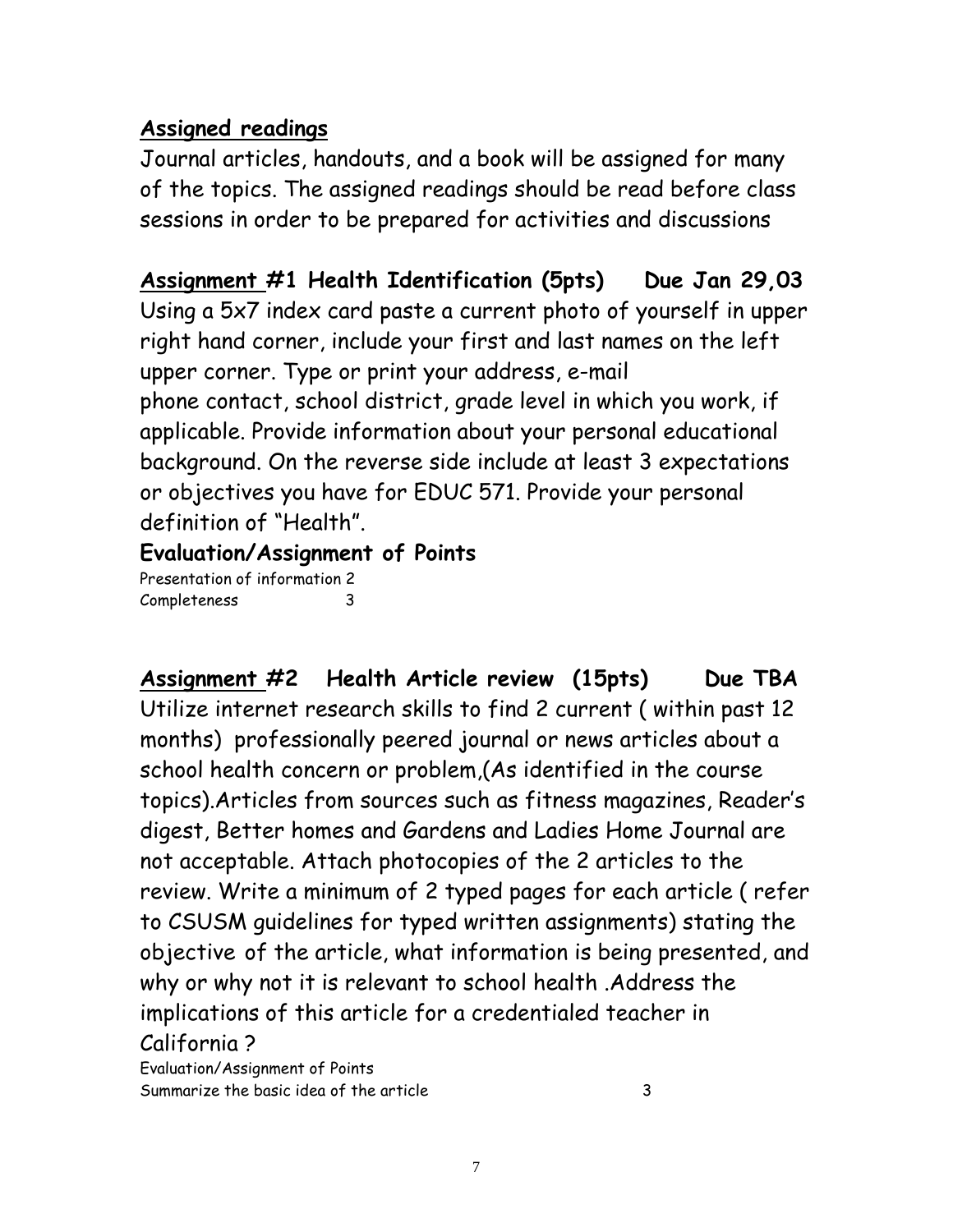**<u>Assigned readings</u>**

Journal articles, handouts, and a book will be assigned for many of the topics. The assigned readings should be read before class sessions in order to be prepared for activities and discussions

**<u>Assignment</u> #1 Health Identification (5pts) Due Jan 29,03**

Using a 5x7 index card paste a current photo of yourself in upper right hand corner, include your first and last names on the left upper corner. Type or print your address, e-mail phone contact, school district, grade level in which you work, if applicable. Provide information about your personal educational background. On the reverse side include at least 3 expectations or objectives you have for EDUC 571. Provide your personal definition of "Health".

**Evaluation/Assignment of Points**

| | |
|---|---|
| Presentation of information | 2 |
| Completeness | 3 |

**<u>Assignment</u> #2 Health Article review (15pts) Due TBA**

Utilize internet research skills to find 2 current ( within past 12 months) professionally peered journal or news articles about a school health concern or problem,(As identified in the course topics).Articles from sources such as fitness magazines, Reader's digest, Better homes and Gardens and Ladies Home Journal are not acceptable. Attach photocopies of the 2 articles to the review. Write a minimum of 2 typed pages for each article ( refer to CSUSM guidelines for typed written assignments) stating the objective of the article, what information is being presented, and why or why not it is relevant to school health .Address the implications of this article for a credentialed teacher in California ?

Evaluation/Assignment of Points

| | |
|---|---|
| Summarize the basic idea of the article | 3 |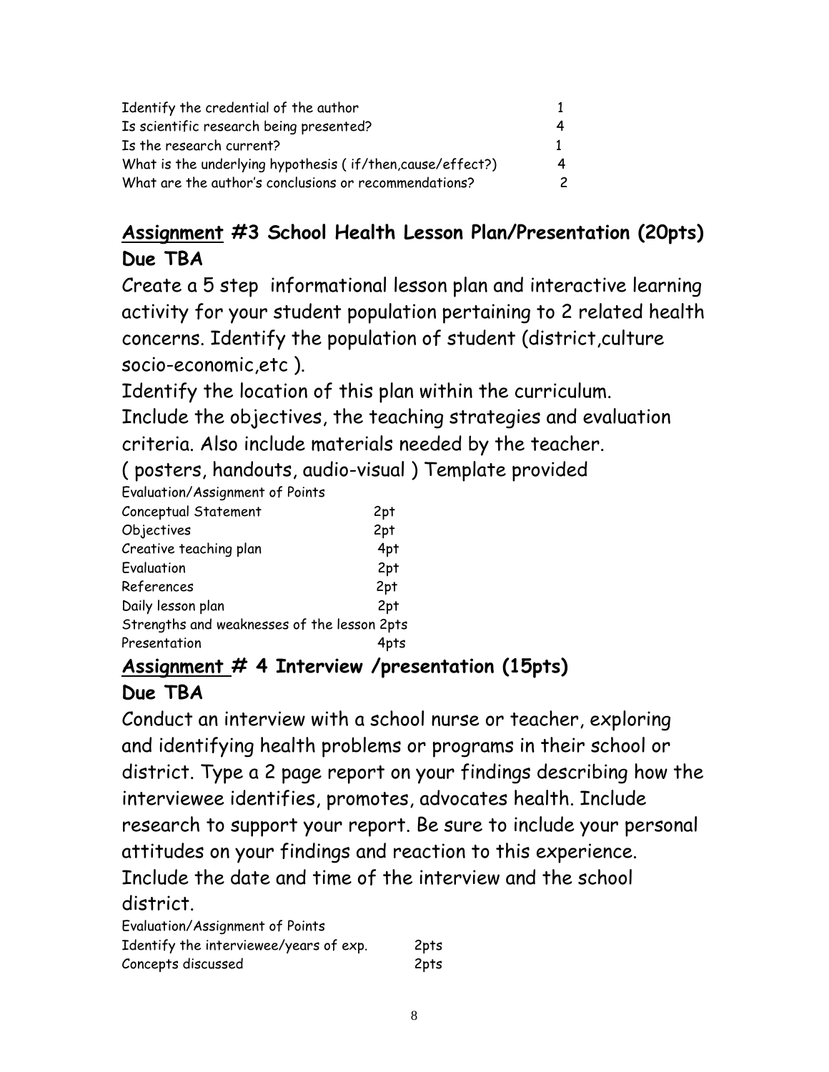| | |
|---|---|
| Identify the credential of the author | 1 |
| Is scientific research being presented? | 4 |
| Is the research current? | 1 |
| What is the underlying hypothesis ( if/then,cause/effect?) | 4 |
| What are the author's conclusions or recommendations? | 2 |

## **<u>Assignment</u> #3 School Health Lesson Plan/Presentation (20pts) Due TBA**

Create a 5 step informational lesson plan and interactive learning activity for your student population pertaining to 2 related health concerns. Identify the population of student (district,culture socio-economic,etc ).

Identify the location of this plan within the curriculum.

Include the objectives, the teaching strategies and evaluation criteria. Also include materials needed by the teacher.

( posters, handouts, audio-visual ) Template provided

Evaluation/Assignment of Points

| | |
|---|---|
| Conceptual Statement | 2pt |
| Objectives | 2pt |
| Creative teaching plan | 4pt |
| Evaluation | 2pt |
| References | 2pt |
| Daily lesson plan | 2pt |
| Strengths and weaknesses of the lesson | 2pts |
| Presentation | 4pts |

## **<u>Assignment</u> # 4 Interview /presentation (15pts) Due TBA**

Conduct an interview with a school nurse or teacher, exploring and identifying health problems or programs in their school or district. Type a 2 page report on your findings describing how the interviewee identifies, promotes, advocates health. Include research to support your report. Be sure to include your personal attitudes on your findings and reaction to this experience. Include the date and time of the interview and the school district.

Evaluation/Assignment of Points

| | |
|---|---|
| Identify the interviewee/years of exp. | 2pts |
| Concepts discussed | 2pts |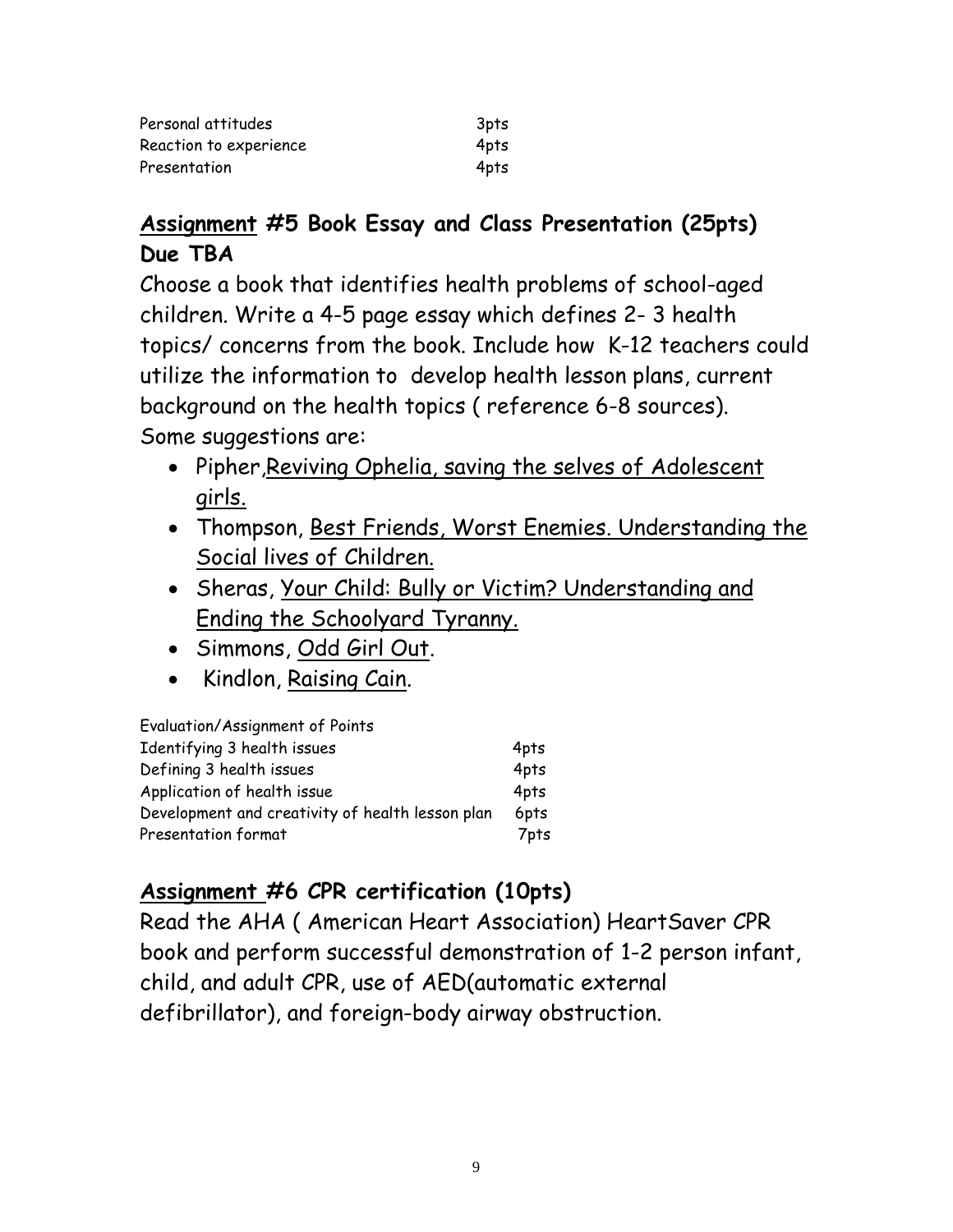| | |
|---|---|
| Personal attitudes | 3pts |
| Reaction to experience | 4pts |
| Presentation | 4pts |

## **Assignment #5 Book Essay and Class Presentation (25pts) Due TBA**

Choose a book that identifies health problems of school-aged children. Write a 4-5 page essay which defines 2- 3 health topics/ concerns from the book. Include how K-12 teachers could utilize the information to develop health lesson plans, current background on the health topics ( reference 6-8 sources). Some suggestions are:

- Pipher,Reviving Ophelia, saving the selves of Adolescent girls.
- Thompson, Best Friends, Worst Enemies. Understanding the Social lives of Children.
- Sheras, Your Child: Bully or Victim? Understanding and Ending the Schoolyard Tyranny.
- Simmons, Odd Girl Out.
- Kindlon, Raising Cain.

| Evaluation/Assignment of Points | |
|---|---|
| Identifying 3 health issues | 4pts |
| Defining 3 health issues | 4pts |
| Application of health issue | 4pts |
| Development and creativity of health lesson plan | 6pts |
| Presentation format | 7pts |

## **Assignment #6 CPR certification (10pts)**

Read the AHA ( American Heart Association) HeartSaver CPR book and perform successful demonstration of 1-2 person infant, child, and adult CPR, use of AED(automatic external defibrillator), and foreign-body airway obstruction.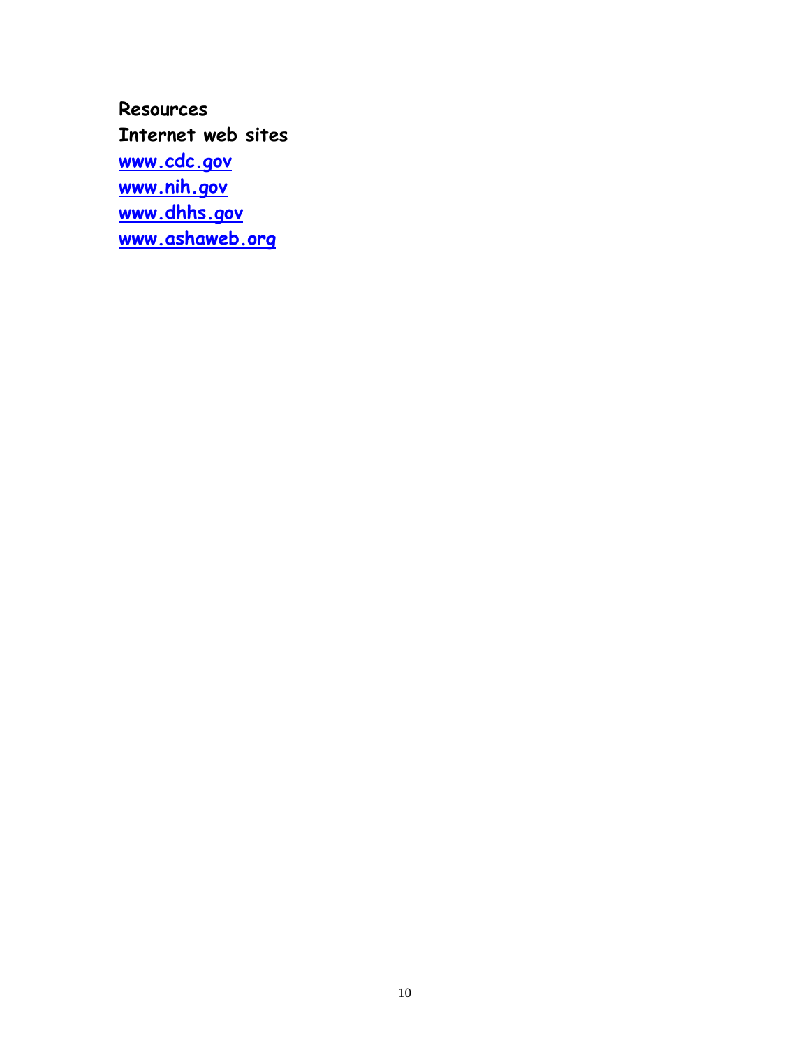**Resources**

**Internet web sites**

[www.cdc.gov](http://www.cdc.gov)
[www.nih.gov](http://www.nih.gov)
[www.dhhs.gov](http://www.dhhs.gov)
[www.ashaweb.org](http://www.ashaweb.org)